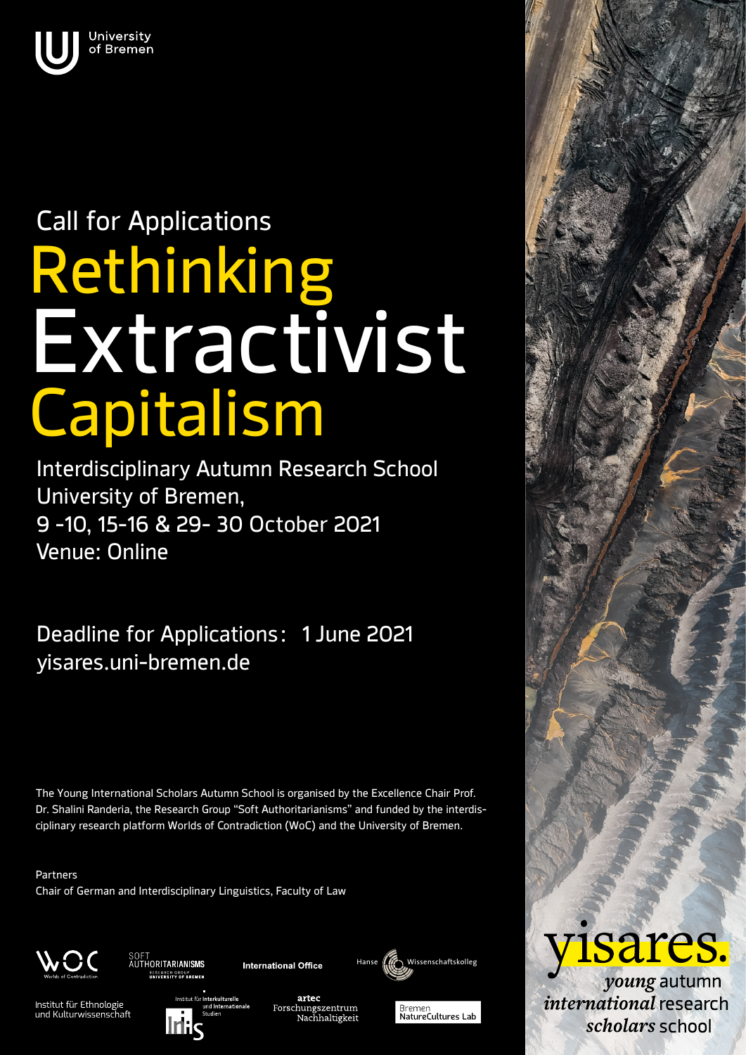University of Bremen

Call for Applications

# Rethinking Extractivist Capitalism

Interdisciplinary Autumn Research School
University of Bremen,
9 -10, 15-16 & 29- 30 October 2021
Venue: Online

Deadline for Applications: 1 June 2021
yisares.uni-bremen.de

The Young International Scholars Autumn School is organised by the Excellence Chair Prof. Dr. Shalini Randeria, the Research Group "Soft Authoritarianisms" and funded by the interdisciplinary research platform Worlds of Contradiction (WoC) and the University of Bremen.

Partners
Chair of German and Interdisciplinary Linguistics, Faculty of Law

WOC Worlds of Contradiction
SOFT AUTHORITARIANISMS RESEARCH GROUP UNIVERSITY OF BREMEN
International Office
Hanse Wissenschaftskolleg
Institut für Ethnologie und Kulturwissenschaft
Institut für Interkulturelle und Internationale Studien
artec Forschungszentrum Nachhaltigkeit
Bremen NatureCultures Lab

yisares.
*young* autumn *international* research *scholars* school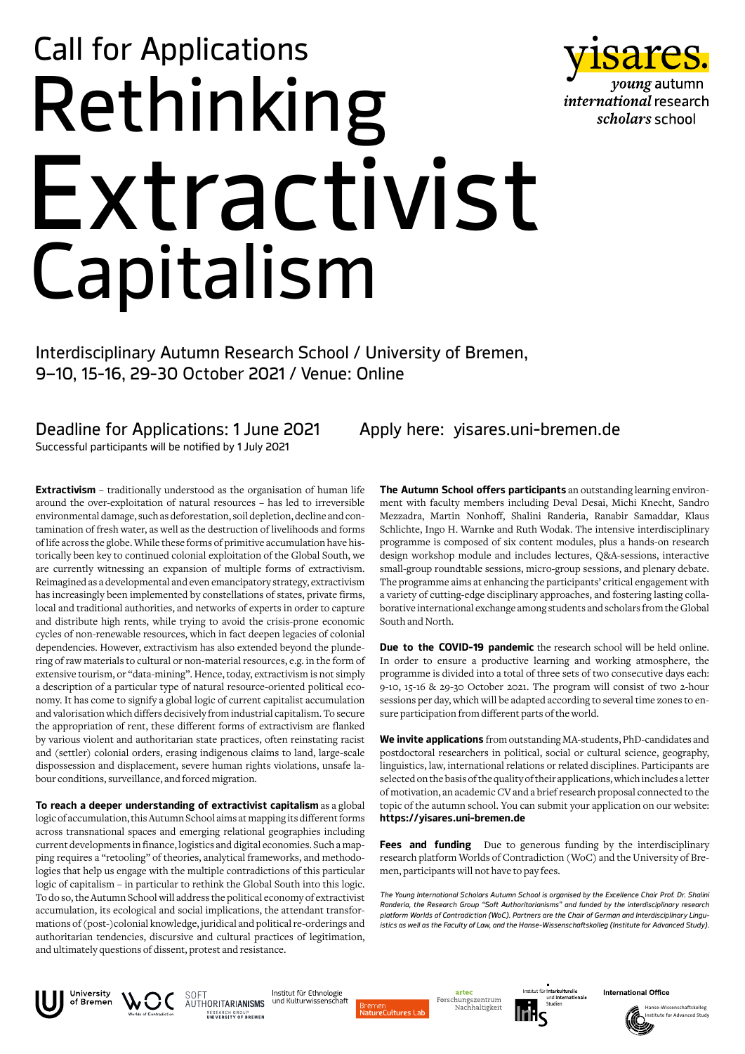Call for Applications

# Rethinking Extractivist Capitalism

yisares. *young* autumn *international* research *scholars* school

Interdisciplinary Autumn Research School / University of Bremen, 9–10, 15-16, 29-30 October 2021 / Venue: Online

Deadline for Applications: 1 June 2021
Successful participants will be notified by 1 July 2021

Apply here: yisares.uni-bremen.de

**Extractivism** – traditionally understood as the organisation of human life around the over-exploitation of natural resources – has led to irreversible environmental damage, such as deforestation, soil depletion, decline and contamination of fresh water, as well as the destruction of livelihoods and forms of life across the globe. While these forms of primitive accumulation have historically been key to continued colonial exploitation of the Global South, we are currently witnessing an expansion of multiple forms of extractivism. Reimagined as a developmental and even emancipatory strategy, extractivism has increasingly been implemented by constellations of states, private firms, local and traditional authorities, and networks of experts in order to capture and distribute high rents, while trying to avoid the crisis-prone economic cycles of non-renewable resources, which in fact deepen legacies of colonial dependencies. However, extractivism has also extended beyond the plundering of raw materials to cultural or non-material resources, e.g. in the form of extensive tourism, or "data-mining". Hence, today, extractivism is not simply a description of a particular type of natural resource-oriented political economy. It has come to signify a global logic of current capitalist accumulation and valorisation which differs decisively from industrial capitalism. To secure the appropriation of rent, these different forms of extractivism are flanked by various violent and authoritarian state practices, often reinstating racist and (settler) colonial orders, erasing indigenous claims to land, large-scale dispossession and displacement, severe human rights violations, unsafe labour conditions, surveillance, and forced migration.

**To reach a deeper understanding of extractivist capitalism** as a global logic of accumulation, this Autumn School aims at mapping its different forms across transnational spaces and emerging relational geographies including current developments in finance, logistics and digital economies. Such a mapping requires a "retooling" of theories, analytical frameworks, and methodologies that help us engage with the multiple contradictions of this particular logic of capitalism – in particular to rethink the Global South into this logic. To do so, the Autumn School will address the political economy of extractivist accumulation, its ecological and social implications, the attendant transformations of (post-)colonial knowledge, juridical and political re-orderings and authoritarian tendencies, discursive and cultural practices of legitimation, and ultimately questions of dissent, protest and resistance.

**The Autumn School offers participants** an outstanding learning environment with faculty members including Deval Desai, Michi Knecht, Sandro Mezzadra, Martin Nonhoff, Shalini Randeria, Ranabir Samaddar, Klaus Schlichte, Ingo H. Warnke and Ruth Wodak. The intensive interdisciplinary programme is composed of six content modules, plus a hands-on research design workshop module and includes lectures, Q&A-sessions, interactive small-group roundtable sessions, micro-group sessions, and plenary debate. The programme aims at enhancing the participants' critical engagement with a variety of cutting-edge disciplinary approaches, and fostering lasting collaborative international exchange among students and scholars from the Global South and North.

**Due to the COVID-19 pandemic** the research school will be held online. In order to ensure a productive learning and working atmosphere, the programme is divided into a total of three sets of two consecutive days each: 9-10, 15-16 & 29-30 October 2021. The program will consist of two 2-hour sessions per day, which will be adapted according to several time zones to ensure participation from different parts of the world.

**We invite applications** from outstanding MA-students, PhD-candidates and postdoctoral researchers in political, social or cultural science, geography, linguistics, law, international relations or related disciplines. Participants are selected on the basis of the quality of their applications, which includes a letter of motivation, an academic CV and a brief research proposal connected to the topic of the autumn school. You can submit your application on our website: **https://yisares.uni-bremen.de**

**Fees and funding** Due to generous funding by the interdisciplinary research platform Worlds of Contradiction (WoC) and the University of Bremen, participants will not have to pay fees.

*The Young International Scholars Autumn School is organised by the Excellence Chair Prof. Dr. Shalini Randeria, the Research Group "Soft Authoritarianisms" and funded by the interdisciplinary research platform Worlds of Contradiction (WoC). Partners are the Chair of German and Interdisciplinary Linguistics as well as the Faculty of Law, and the Hanse-Wissenschaftskolleg (Institute for Advanced Study).*

University of Bremen · WoC Worlds of Contradiction · Soft Authoritarianisms Research Group University of Bremen · Institut für Ethnologie und Kulturwissenschaft · Bremen NatureCultures Lab · artec Forschungszentrum Nachhaltigkeit · Institut für Interkulturelle und Internationale Studien (InIIS) · International Office · Hanse-Wissenschaftskolleg Institute for Advanced Study